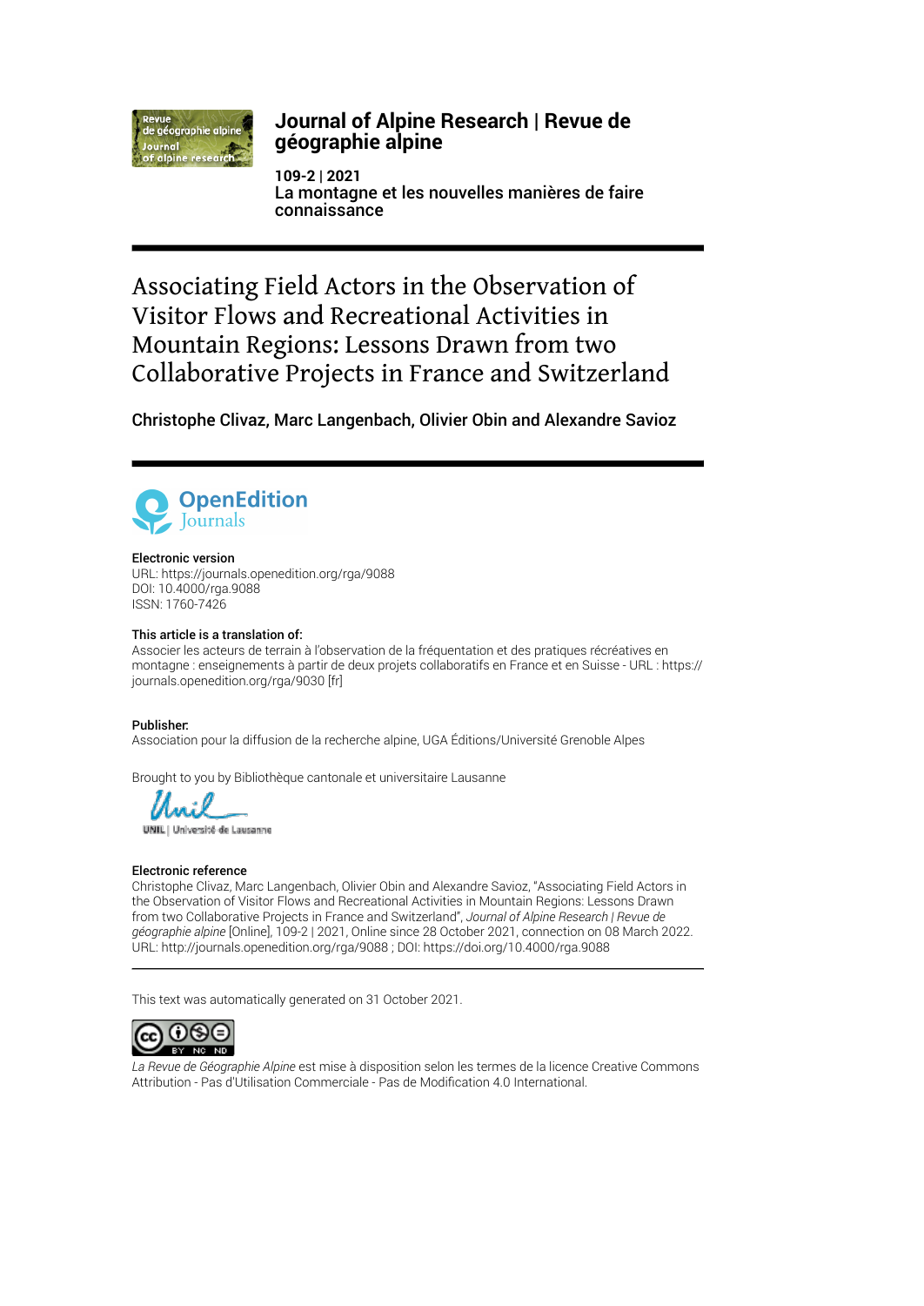**Journal of Alpine Research | Revue de géographie alpine**

**109-2 | 2021**
**La montagne et les nouvelles manières de faire connaissance**

# Associating Field Actors in the Observation of Visitor Flows and Recreational Activities in Mountain Regions: Lessons Drawn from two Collaborative Projects in France and Switzerland

**Christophe Clivaz, Marc Langenbach, Olivier Obin and Alexandre Savioz**

**Electronic version**
URL: https://journals.openedition.org/rga/9088
DOI: 10.4000/rga.9088
ISSN: 1760-7426

**This article is a translation of:**
Associer les acteurs de terrain à l'observation de la fréquentation et des pratiques récréatives en montagne : enseignements à partir de deux projets collaboratifs en France et en Suisse - URL : https://journals.openedition.org/rga/9030 [fr]

**Publisher:**
Association pour la diffusion de la recherche alpine, UGA Éditions/Université Grenoble Alpes

Brought to you by Bibliothèque cantonale et universitaire Lausanne

**Electronic reference**
Christophe Clivaz, Marc Langenbach, Olivier Obin and Alexandre Savioz, "Associating Field Actors in the Observation of Visitor Flows and Recreational Activities in Mountain Regions: Lessons Drawn from two Collaborative Projects in France and Switzerland", *Journal of Alpine Research | Revue de géographie alpine* [Online], 109-2 | 2021, Online since 28 October 2021, connection on 08 March 2022. URL: http://journals.openedition.org/rga/9088 ; DOI: https://doi.org/10.4000/rga.9088

This text was automatically generated on 31 October 2021.

*La Revue de Géographie Alpine* est mise à disposition selon les termes de la licence Creative Commons Attribution - Pas d'Utilisation Commerciale - Pas de Modification 4.0 International.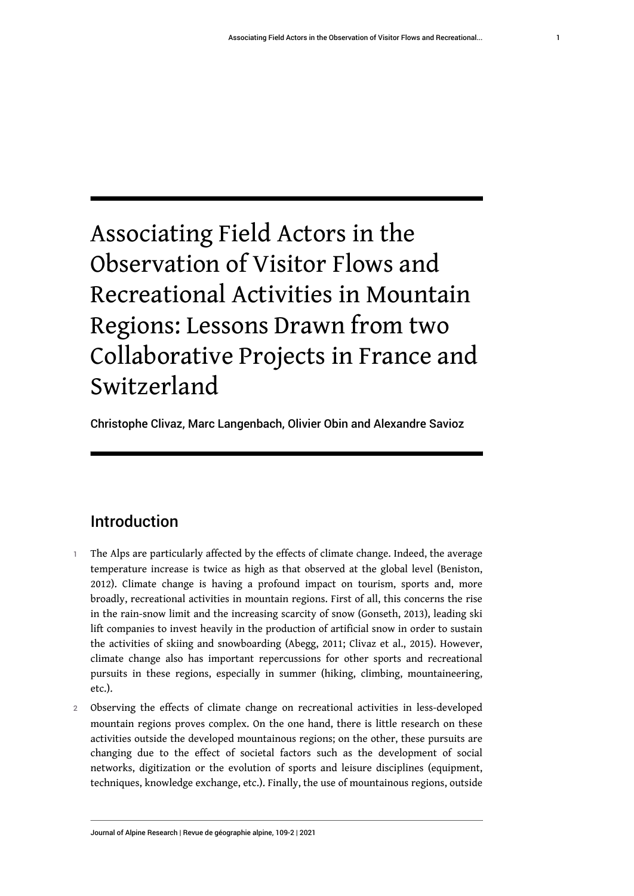# Associating Field Actors in the Observation of Visitor Flows and Recreational Activities in Mountain Regions: Lessons Drawn from two Collaborative Projects in France and Switzerland

**Christophe Clivaz, Marc Langenbach, Olivier Obin and Alexandre Savioz**

## Introduction

1 The Alps are particularly affected by the effects of climate change. Indeed, the average temperature increase is twice as high as that observed at the global level (Beniston, 2012). Climate change is having a profound impact on tourism, sports and, more broadly, recreational activities in mountain regions. First of all, this concerns the rise in the rain-snow limit and the increasing scarcity of snow (Gonseth, 2013), leading ski lift companies to invest heavily in the production of artificial snow in order to sustain the activities of skiing and snowboarding (Abegg, 2011; Clivaz et al., 2015). However, climate change also has important repercussions for other sports and recreational pursuits in these regions, especially in summer (hiking, climbing, mountaineering, etc.).

2 Observing the effects of climate change on recreational activities in less-developed mountain regions proves complex. On the one hand, there is little research on these activities outside the developed mountainous regions; on the other, these pursuits are changing due to the effect of societal factors such as the development of social networks, digitization or the evolution of sports and leisure disciplines (equipment, techniques, knowledge exchange, etc.). Finally, the use of mountainous regions, outside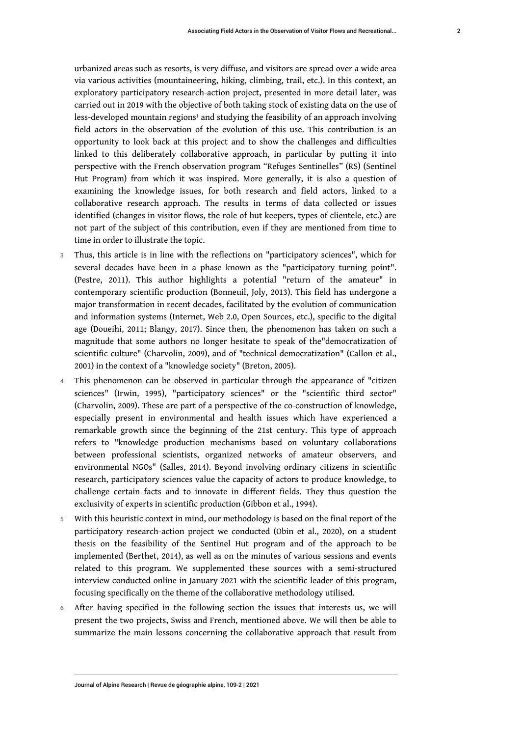urbanized areas such as resorts, is very diffuse, and visitors are spread over a wide area via various activities (mountaineering, hiking, climbing, trail, etc.). In this context, an exploratory participatory research-action project, presented in more detail later, was carried out in 2019 with the objective of both taking stock of existing data on the use of less-developed mountain regions[1] and studying the feasibility of an approach involving field actors in the observation of the evolution of this use. This contribution is an opportunity to look back at this project and to show the challenges and difficulties linked to this deliberately collaborative approach, in particular by putting it into perspective with the French observation program "Refuges Sentinelles" (RS) (Sentinel Hut Program) from which it was inspired. More generally, it is also a question of examining the knowledge issues, for both research and field actors, linked to a collaborative research approach. The results in terms of data collected or issues identified (changes in visitor flows, the role of hut keepers, types of clientele, etc.) are not part of the subject of this contribution, even if they are mentioned from time to time in order to illustrate the topic.

3 Thus, this article is in line with the reflections on "participatory sciences", which for several decades have been in a phase known as the "participatory turning point". (Pestre, 2011). This author highlights a potential "return of the amateur" in contemporary scientific production (Bonneuil, Joly, 2013). This field has undergone a major transformation in recent decades, facilitated by the evolution of communication and information systems (Internet, Web 2.0, Open Sources, etc.), specific to the digital age (Doueihi, 2011; Blangy, 2017). Since then, the phenomenon has taken on such a magnitude that some authors no longer hesitate to speak of the"democratization of scientific culture" (Charvolin, 2009), and of "technical democratization" (Callon et al., 2001) in the context of a "knowledge society" (Breton, 2005).

4 This phenomenon can be observed in particular through the appearance of "citizen sciences" (Irwin, 1995), "participatory sciences" or the "scientific third sector" (Charvolin, 2009). These are part of a perspective of the co-construction of knowledge, especially present in environmental and health issues which have experienced a remarkable growth since the beginning of the 21st century. This type of approach refers to "knowledge production mechanisms based on voluntary collaborations between professional scientists, organized networks of amateur observers, and environmental NGOs" (Salles, 2014). Beyond involving ordinary citizens in scientific research, participatory sciences value the capacity of actors to produce knowledge, to challenge certain facts and to innovate in different fields. They thus question the exclusivity of experts in scientific production (Gibbon et al., 1994).

5 With this heuristic context in mind, our methodology is based on the final report of the participatory research-action project we conducted (Obin et al., 2020), on a student thesis on the feasibility of the Sentinel Hut program and of the approach to be implemented (Berthet, 2014), as well as on the minutes of various sessions and events related to this program. We supplemented these sources with a semi-structured interview conducted online in January 2021 with the scientific leader of this program, focusing specifically on the theme of the collaborative methodology utilised.

6 After having specified in the following section the issues that interests us, we will present the two projects, Swiss and French, mentioned above. We will then be able to summarize the main lessons concerning the collaborative approach that result from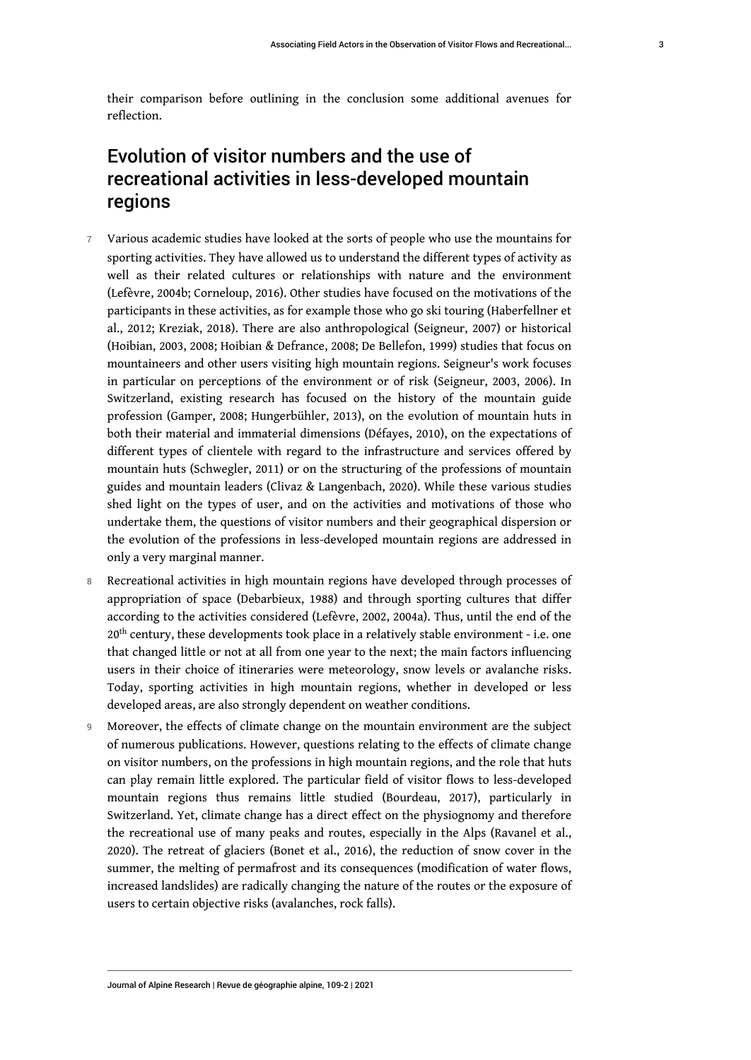their comparison before outlining in the conclusion some additional avenues for reflection.

## Evolution of visitor numbers and the use of recreational activities in less-developed mountain regions

7 Various academic studies have looked at the sorts of people who use the mountains for sporting activities. They have allowed us to understand the different types of activity as well as their related cultures or relationships with nature and the environment (Lefèvre, 2004b; Corneloup, 2016). Other studies have focused on the motivations of the participants in these activities, as for example those who go ski touring (Haberfellner et al., 2012; Kreziak, 2018). There are also anthropological (Seigneur, 2007) or historical (Hoibian, 2003, 2008; Hoibian & Defrance, 2008; De Bellefon, 1999) studies that focus on mountaineers and other users visiting high mountain regions. Seigneur's work focuses in particular on perceptions of the environment or of risk (Seigneur, 2003, 2006). In Switzerland, existing research has focused on the history of the mountain guide profession (Gamper, 2008; Hungerbühler, 2013), on the evolution of mountain huts in both their material and immaterial dimensions (Défayes, 2010), on the expectations of different types of clientele with regard to the infrastructure and services offered by mountain huts (Schwegler, 2011) or on the structuring of the professions of mountain guides and mountain leaders (Clivaz & Langenbach, 2020). While these various studies shed light on the types of user, and on the activities and motivations of those who undertake them, the questions of visitor numbers and their geographical dispersion or the evolution of the professions in less-developed mountain regions are addressed in only a very marginal manner.

8 Recreational activities in high mountain regions have developed through processes of appropriation of space (Debarbieux, 1988) and through sporting cultures that differ according to the activities considered (Lefèvre, 2002, 2004a). Thus, until the end of the 20th century, these developments took place in a relatively stable environment - i.e. one that changed little or not at all from one year to the next; the main factors influencing users in their choice of itineraries were meteorology, snow levels or avalanche risks. Today, sporting activities in high mountain regions, whether in developed or less developed areas, are also strongly dependent on weather conditions.

9 Moreover, the effects of climate change on the mountain environment are the subject of numerous publications. However, questions relating to the effects of climate change on visitor numbers, on the professions in high mountain regions, and the role that huts can play remain little explored. The particular field of visitor flows to less-developed mountain regions thus remains little studied (Bourdeau, 2017), particularly in Switzerland. Yet, climate change has a direct effect on the physiognomy and therefore the recreational use of many peaks and routes, especially in the Alps (Ravanel et al., 2020). The retreat of glaciers (Bonet et al., 2016), the reduction of snow cover in the summer, the melting of permafrost and its consequences (modification of water flows, increased landslides) are radically changing the nature of the routes or the exposure of users to certain objective risks (avalanches, rock falls).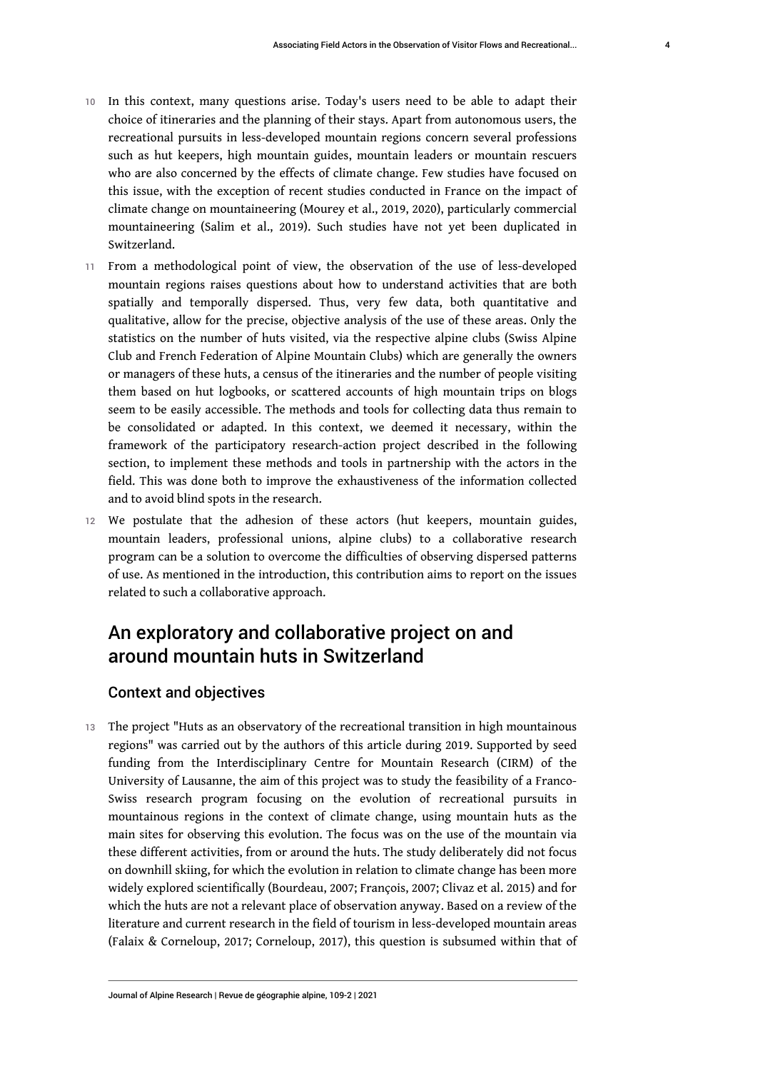10 In this context, many questions arise. Today's users need to be able to adapt their choice of itineraries and the planning of their stays. Apart from autonomous users, the recreational pursuits in less-developed mountain regions concern several professions such as hut keepers, high mountain guides, mountain leaders or mountain rescuers who are also concerned by the effects of climate change. Few studies have focused on this issue, with the exception of recent studies conducted in France on the impact of climate change on mountaineering (Mourey et al., 2019, 2020), particularly commercial mountaineering (Salim et al., 2019). Such studies have not yet been duplicated in Switzerland.

11 From a methodological point of view, the observation of the use of less-developed mountain regions raises questions about how to understand activities that are both spatially and temporally dispersed. Thus, very few data, both quantitative and qualitative, allow for the precise, objective analysis of the use of these areas. Only the statistics on the number of huts visited, via the respective alpine clubs (Swiss Alpine Club and French Federation of Alpine Mountain Clubs) which are generally the owners or managers of these huts, a census of the itineraries and the number of people visiting them based on hut logbooks, or scattered accounts of high mountain trips on blogs seem to be easily accessible. The methods and tools for collecting data thus remain to be consolidated or adapted. In this context, we deemed it necessary, within the framework of the participatory research-action project described in the following section, to implement these methods and tools in partnership with the actors in the field. This was done both to improve the exhaustiveness of the information collected and to avoid blind spots in the research.

12 We postulate that the adhesion of these actors (hut keepers, mountain guides, mountain leaders, professional unions, alpine clubs) to a collaborative research program can be a solution to overcome the difficulties of observing dispersed patterns of use. As mentioned in the introduction, this contribution aims to report on the issues related to such a collaborative approach.

## An exploratory and collaborative project on and around mountain huts in Switzerland

### Context and objectives

13 The project "Huts as an observatory of the recreational transition in high mountainous regions" was carried out by the authors of this article during 2019. Supported by seed funding from the Interdisciplinary Centre for Mountain Research (CIRM) of the University of Lausanne, the aim of this project was to study the feasibility of a Franco-Swiss research program focusing on the evolution of recreational pursuits in mountainous regions in the context of climate change, using mountain huts as the main sites for observing this evolution. The focus was on the use of the mountain via these different activities, from or around the huts. The study deliberately did not focus on downhill skiing, for which the evolution in relation to climate change has been more widely explored scientifically (Bourdeau, 2007; François, 2007; Clivaz et al. 2015) and for which the huts are not a relevant place of observation anyway. Based on a review of the literature and current research in the field of tourism in less-developed mountain areas (Falaix & Corneloup, 2017; Corneloup, 2017), this question is subsumed within that of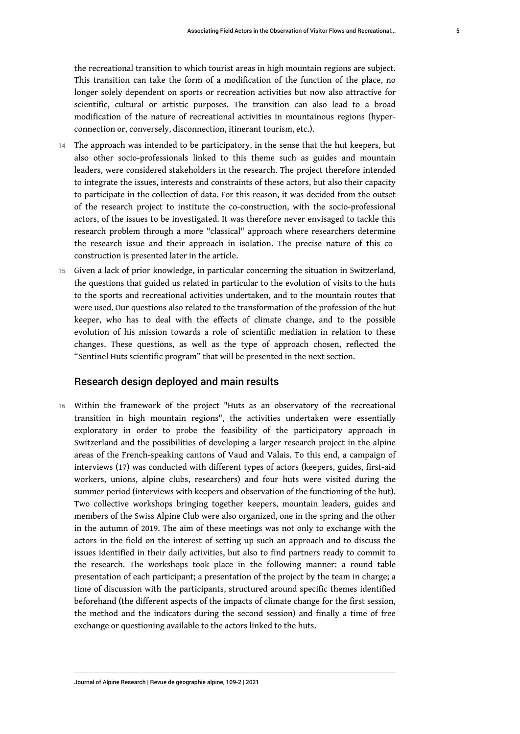the recreational transition to which tourist areas in high mountain regions are subject. This transition can take the form of a modification of the function of the place, no longer solely dependent on sports or recreation activities but now also attractive for scientific, cultural or artistic purposes. The transition can also lead to a broad modification of the nature of recreational activities in mountainous regions (hyper-connection or, conversely, disconnection, itinerant tourism, etc.).

14 The approach was intended to be participatory, in the sense that the hut keepers, but also other socio-professionals linked to this theme such as guides and mountain leaders, were considered stakeholders in the research. The project therefore intended to integrate the issues, interests and constraints of these actors, but also their capacity to participate in the collection of data. For this reason, it was decided from the outset of the research project to institute the co-construction, with the socio-professional actors, of the issues to be investigated. It was therefore never envisaged to tackle this research problem through a more "classical" approach where researchers determine the research issue and their approach in isolation. The precise nature of this co-construction is presented later in the article.

15 Given a lack of prior knowledge, in particular concerning the situation in Switzerland, the questions that guided us related in particular to the evolution of visits to the huts to the sports and recreational activities undertaken, and to the mountain routes that were used. Our questions also related to the transformation of the profession of the hut keeper, who has to deal with the effects of climate change, and to the possible evolution of his mission towards a role of scientific mediation in relation to these changes. These questions, as well as the type of approach chosen, reflected the "Sentinel Huts scientific program" that will be presented in the next section.

## Research design deployed and main results

16 Within the framework of the project "Huts as an observatory of the recreational transition in high mountain regions", the activities undertaken were essentially exploratory in order to probe the feasibility of the participatory approach in Switzerland and the possibilities of developing a larger research project in the alpine areas of the French-speaking cantons of Vaud and Valais. To this end, a campaign of interviews (17) was conducted with different types of actors (keepers, guides, first-aid workers, unions, alpine clubs, researchers) and four huts were visited during the summer period (interviews with keepers and observation of the functioning of the hut). Two collective workshops bringing together keepers, mountain leaders, guides and members of the Swiss Alpine Club were also organized, one in the spring and the other in the autumn of 2019. The aim of these meetings was not only to exchange with the actors in the field on the interest of setting up such an approach and to discuss the issues identified in their daily activities, but also to find partners ready to commit to the research. The workshops took place in the following manner: a round table presentation of each participant; a presentation of the project by the team in charge; a time of discussion with the participants, structured around specific themes identified beforehand (the different aspects of the impacts of climate change for the first session, the method and the indicators during the second session) and finally a time of free exchange or questioning available to the actors linked to the huts.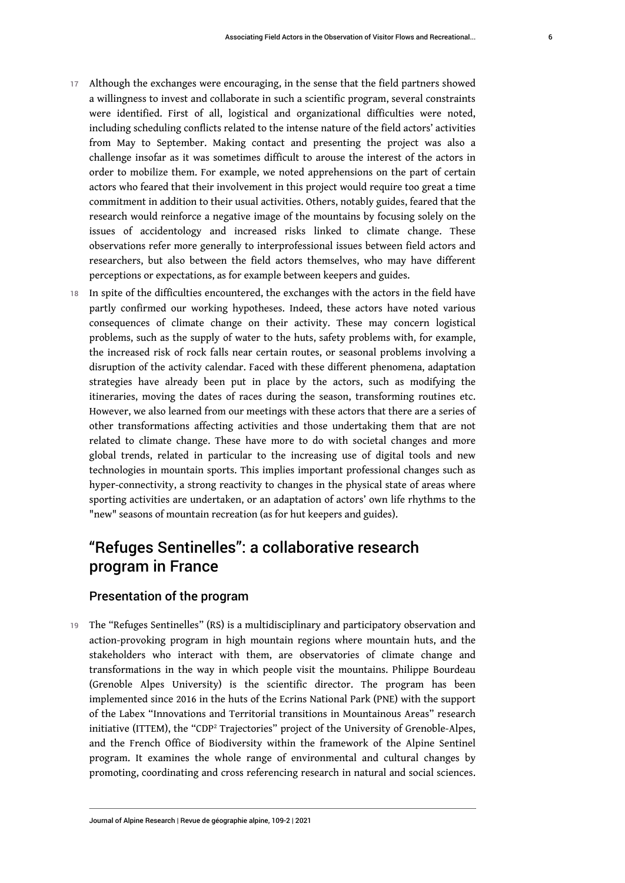17 Although the exchanges were encouraging, in the sense that the field partners showed a willingness to invest and collaborate in such a scientific program, several constraints were identified. First of all, logistical and organizational difficulties were noted, including scheduling conflicts related to the intense nature of the field actors' activities from May to September. Making contact and presenting the project was also a challenge insofar as it was sometimes difficult to arouse the interest of the actors in order to mobilize them. For example, we noted apprehensions on the part of certain actors who feared that their involvement in this project would require too great a time commitment in addition to their usual activities. Others, notably guides, feared that the research would reinforce a negative image of the mountains by focusing solely on the issues of accidentology and increased risks linked to climate change. These observations refer more generally to interprofessional issues between field actors and researchers, but also between the field actors themselves, who may have different perceptions or expectations, as for example between keepers and guides.

18 In spite of the difficulties encountered, the exchanges with the actors in the field have partly confirmed our working hypotheses. Indeed, these actors have noted various consequences of climate change on their activity. These may concern logistical problems, such as the supply of water to the huts, safety problems with, for example, the increased risk of rock falls near certain routes, or seasonal problems involving a disruption of the activity calendar. Faced with these different phenomena, adaptation strategies have already been put in place by the actors, such as modifying the itineraries, moving the dates of races during the season, transforming routines etc. However, we also learned from our meetings with these actors that there are a series of other transformations affecting activities and those undertaking them that are not related to climate change. These have more to do with societal changes and more global trends, related in particular to the increasing use of digital tools and new technologies in mountain sports. This implies important professional changes such as hyper-connectivity, a strong reactivity to changes in the physical state of areas where sporting activities are undertaken, or an adaptation of actors' own life rhythms to the "new" seasons of mountain recreation (as for hut keepers and guides).

## "Refuges Sentinelles": a collaborative research program in France

### Presentation of the program

19 The "Refuges Sentinelles" (RS) is a multidisciplinary and participatory observation and action-provoking program in high mountain regions where mountain huts, and the stakeholders who interact with them, are observatories of climate change and transformations in the way in which people visit the mountains. Philippe Bourdeau (Grenoble Alpes University) is the scientific director. The program has been implemented since 2016 in the huts of the Ecrins National Park (PNE) with the support of the Labex "Innovations and Territorial transitions in Mountainous Areas" research initiative (ITTEM), the "CDP[2] Trajectories" project of the University of Grenoble-Alpes, and the French Office of Biodiversity within the framework of the Alpine Sentinel program. It examines the whole range of environmental and cultural changes by promoting, coordinating and cross referencing research in natural and social sciences.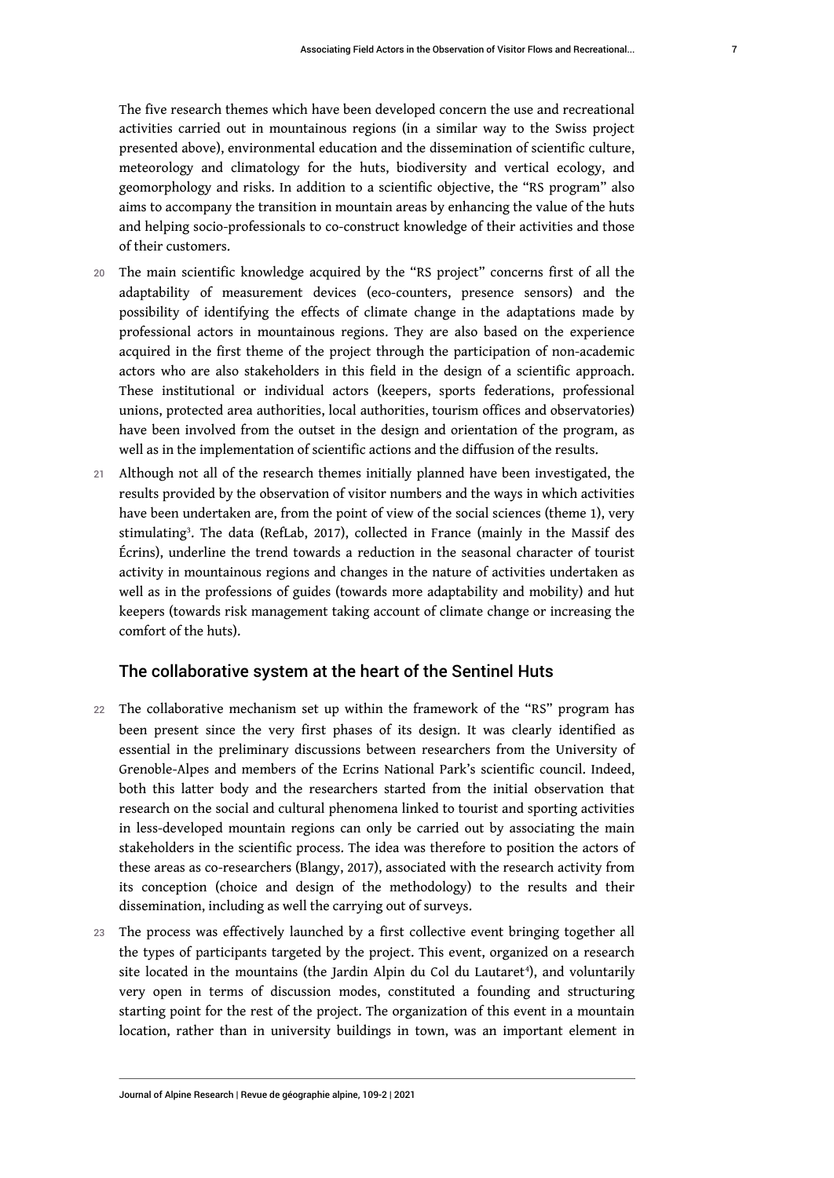The five research themes which have been developed concern the use and recreational activities carried out in mountainous regions (in a similar way to the Swiss project presented above), environmental education and the dissemination of scientific culture, meteorology and climatology for the huts, biodiversity and vertical ecology, and geomorphology and risks. In addition to a scientific objective, the "RS program" also aims to accompany the transition in mountain areas by enhancing the value of the huts and helping socio-professionals to co-construct knowledge of their activities and those of their customers.

20 The main scientific knowledge acquired by the "RS project" concerns first of all the adaptability of measurement devices (eco-counters, presence sensors) and the possibility of identifying the effects of climate change in the adaptations made by professional actors in mountainous regions. They are also based on the experience acquired in the first theme of the project through the participation of non-academic actors who are also stakeholders in this field in the design of a scientific approach. These institutional or individual actors (keepers, sports federations, professional unions, protected area authorities, local authorities, tourism offices and observatories) have been involved from the outset in the design and orientation of the program, as well as in the implementation of scientific actions and the diffusion of the results.

21 Although not all of the research themes initially planned have been investigated, the results provided by the observation of visitor numbers and the ways in which activities have been undertaken are, from the point of view of the social sciences (theme 1), very stimulating[3]. The data (RefLab, 2017), collected in France (mainly in the Massif des Écrins), underline the trend towards a reduction in the seasonal character of tourist activity in mountainous regions and changes in the nature of activities undertaken as well as in the professions of guides (towards more adaptability and mobility) and hut keepers (towards risk management taking account of climate change or increasing the comfort of the huts).

## The collaborative system at the heart of the Sentinel Huts

22 The collaborative mechanism set up within the framework of the "RS" program has been present since the very first phases of its design. It was clearly identified as essential in the preliminary discussions between researchers from the University of Grenoble-Alpes and members of the Ecrins National Park's scientific council. Indeed, both this latter body and the researchers started from the initial observation that research on the social and cultural phenomena linked to tourist and sporting activities in less-developed mountain regions can only be carried out by associating the main stakeholders in the scientific process. The idea was therefore to position the actors of these areas as co-researchers (Blangy, 2017), associated with the research activity from its conception (choice and design of the methodology) to the results and their dissemination, including as well the carrying out of surveys.

23 The process was effectively launched by a first collective event bringing together all the types of participants targeted by the project. This event, organized on a research site located in the mountains (the Jardin Alpin du Col du Lautaret[4]), and voluntarily very open in terms of discussion modes, constituted a founding and structuring starting point for the rest of the project. The organization of this event in a mountain location, rather than in university buildings in town, was an important element in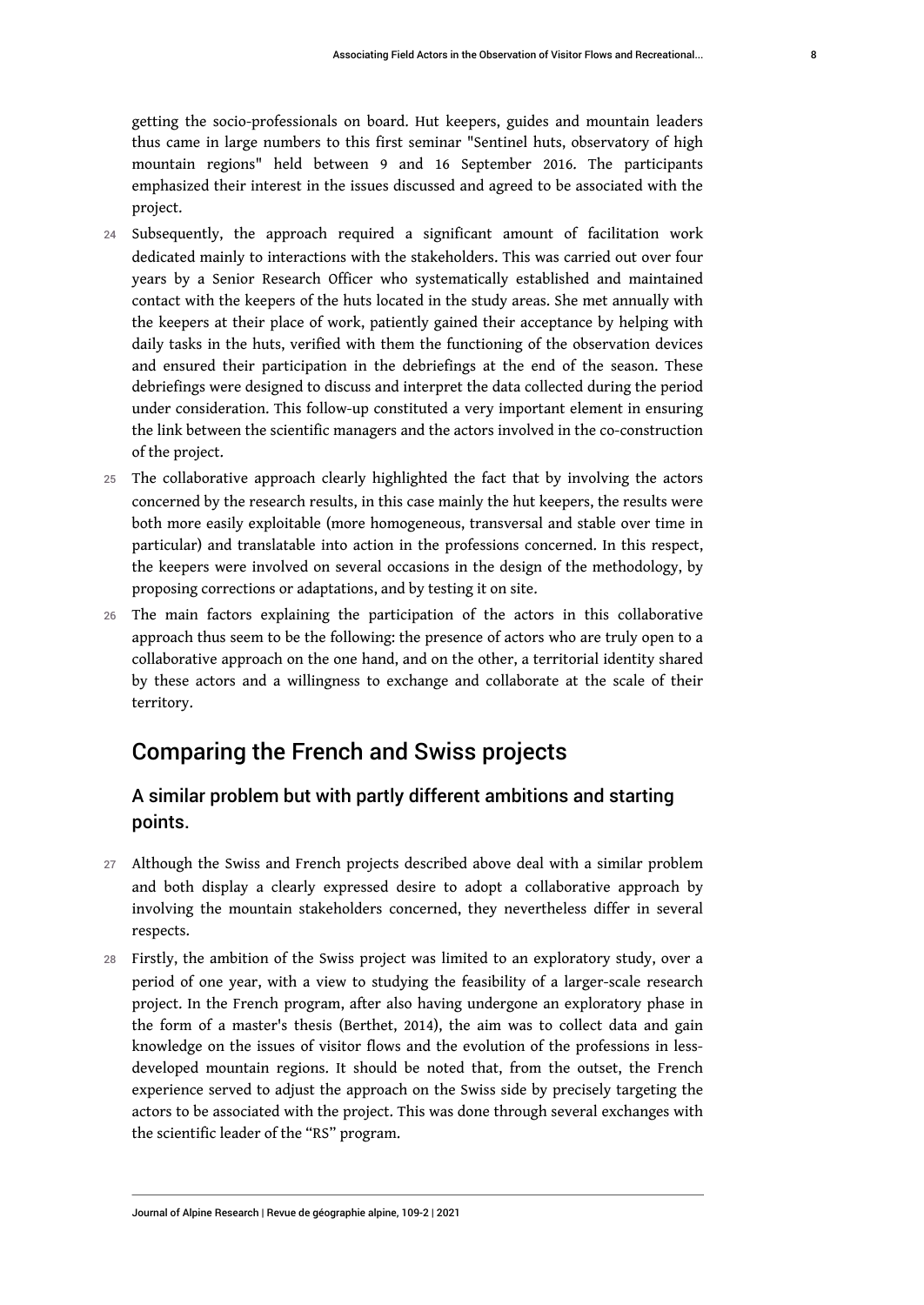getting the socio-professionals on board. Hut keepers, guides and mountain leaders thus came in large numbers to this first seminar "Sentinel huts, observatory of high mountain regions" held between 9 and 16 September 2016. The participants emphasized their interest in the issues discussed and agreed to be associated with the project.

24 Subsequently, the approach required a significant amount of facilitation work dedicated mainly to interactions with the stakeholders. This was carried out over four years by a Senior Research Officer who systematically established and maintained contact with the keepers of the huts located in the study areas. She met annually with the keepers at their place of work, patiently gained their acceptance by helping with daily tasks in the huts, verified with them the functioning of the observation devices and ensured their participation in the debriefings at the end of the season. These debriefings were designed to discuss and interpret the data collected during the period under consideration. This follow-up constituted a very important element in ensuring the link between the scientific managers and the actors involved in the co-construction of the project.

25 The collaborative approach clearly highlighted the fact that by involving the actors concerned by the research results, in this case mainly the hut keepers, the results were both more easily exploitable (more homogeneous, transversal and stable over time in particular) and translatable into action in the professions concerned. In this respect, the keepers were involved on several occasions in the design of the methodology, by proposing corrections or adaptations, and by testing it on site.

26 The main factors explaining the participation of the actors in this collaborative approach thus seem to be the following: the presence of actors who are truly open to a collaborative approach on the one hand, and on the other, a territorial identity shared by these actors and a willingness to exchange and collaborate at the scale of their territory.

## Comparing the French and Swiss projects

### A similar problem but with partly different ambitions and starting points.

27 Although the Swiss and French projects described above deal with a similar problem and both display a clearly expressed desire to adopt a collaborative approach by involving the mountain stakeholders concerned, they nevertheless differ in several respects.

28 Firstly, the ambition of the Swiss project was limited to an exploratory study, over a period of one year, with a view to studying the feasibility of a larger-scale research project. In the French program, after also having undergone an exploratory phase in the form of a master's thesis (Berthet, 2014), the aim was to collect data and gain knowledge on the issues of visitor flows and the evolution of the professions in less-developed mountain regions. It should be noted that, from the outset, the French experience served to adjust the approach on the Swiss side by precisely targeting the actors to be associated with the project. This was done through several exchanges with the scientific leader of the "RS" program.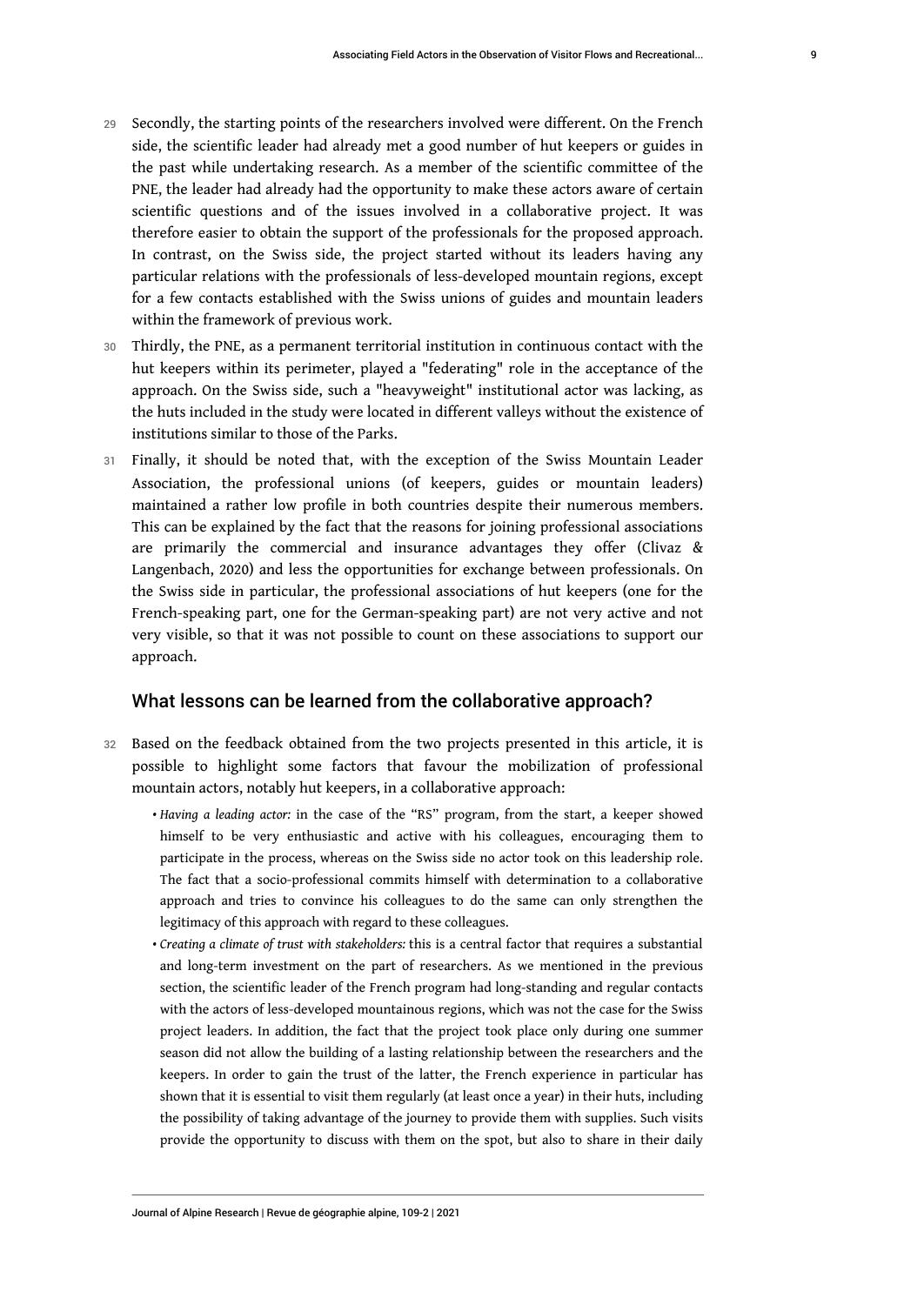29 Secondly, the starting points of the researchers involved were different. On the French side, the scientific leader had already met a good number of hut keepers or guides in the past while undertaking research. As a member of the scientific committee of the PNE, the leader had already had the opportunity to make these actors aware of certain scientific questions and of the issues involved in a collaborative project. It was therefore easier to obtain the support of the professionals for the proposed approach. In contrast, on the Swiss side, the project started without its leaders having any particular relations with the professionals of less-developed mountain regions, except for a few contacts established with the Swiss unions of guides and mountain leaders within the framework of previous work.

30 Thirdly, the PNE, as a permanent territorial institution in continuous contact with the hut keepers within its perimeter, played a "federating" role in the acceptance of the approach. On the Swiss side, such a "heavyweight" institutional actor was lacking, as the huts included in the study were located in different valleys without the existence of institutions similar to those of the Parks.

31 Finally, it should be noted that, with the exception of the Swiss Mountain Leader Association, the professional unions (of keepers, guides or mountain leaders) maintained a rather low profile in both countries despite their numerous members. This can be explained by the fact that the reasons for joining professional associations are primarily the commercial and insurance advantages they offer (Clivaz & Langenbach, 2020) and less the opportunities for exchange between professionals. On the Swiss side in particular, the professional associations of hut keepers (one for the French-speaking part, one for the German-speaking part) are not very active and not very visible, so that it was not possible to count on these associations to support our approach.

## What lessons can be learned from the collaborative approach?

32 Based on the feedback obtained from the two projects presented in this article, it is possible to highlight some factors that favour the mobilization of professional mountain actors, notably hut keepers, in a collaborative approach:

- *Having a leading actor:* in the case of the "RS" program, from the start, a keeper showed himself to be very enthusiastic and active with his colleagues, encouraging them to participate in the process, whereas on the Swiss side no actor took on this leadership role. The fact that a socio-professional commits himself with determination to a collaborative approach and tries to convince his colleagues to do the same can only strengthen the legitimacy of this approach with regard to these colleagues.
- *Creating a climate of trust with stakeholders:* this is a central factor that requires a substantial and long-term investment on the part of researchers. As we mentioned in the previous section, the scientific leader of the French program had long-standing and regular contacts with the actors of less-developed mountainous regions, which was not the case for the Swiss project leaders. In addition, the fact that the project took place only during one summer season did not allow the building of a lasting relationship between the researchers and the keepers. In order to gain the trust of the latter, the French experience in particular has shown that it is essential to visit them regularly (at least once a year) in their huts, including the possibility of taking advantage of the journey to provide them with supplies. Such visits provide the opportunity to discuss with them on the spot, but also to share in their daily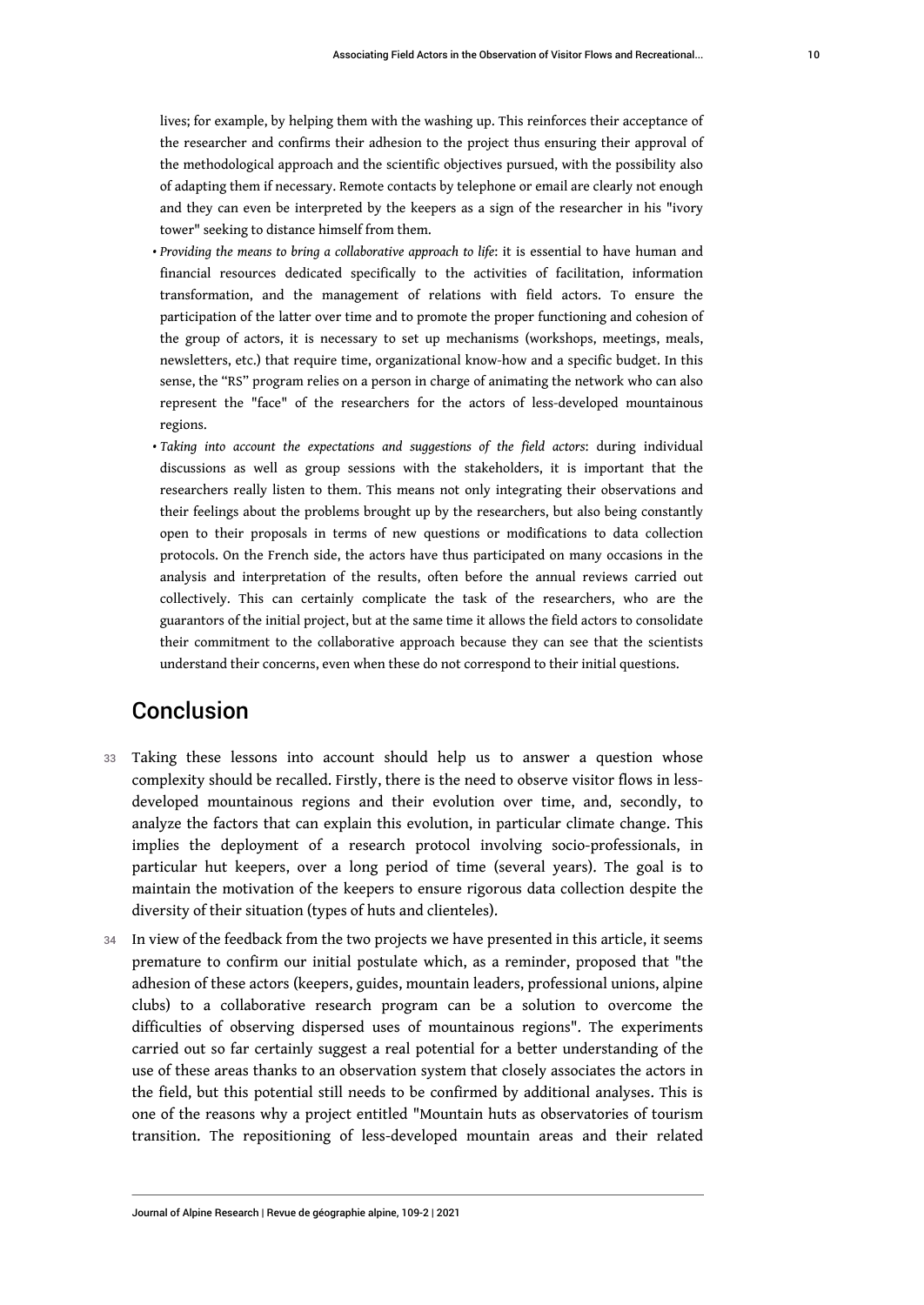lives; for example, by helping them with the washing up. This reinforces their acceptance of the researcher and confirms their adhesion to the project thus ensuring their approval of the methodological approach and the scientific objectives pursued, with the possibility also of adapting them if necessary. Remote contacts by telephone or email are clearly not enough and they can even be interpreted by the keepers as a sign of the researcher in his "ivory tower" seeking to distance himself from them.

- *Providing the means to bring a collaborative approach to life*: it is essential to have human and financial resources dedicated specifically to the activities of facilitation, information transformation, and the management of relations with field actors. To ensure the participation of the latter over time and to promote the proper functioning and cohesion of the group of actors, it is necessary to set up mechanisms (workshops, meetings, meals, newsletters, etc.) that require time, organizational know-how and a specific budget. In this sense, the "RS" program relies on a person in charge of animating the network who can also represent the "face" of the researchers for the actors of less-developed mountainous regions.
- *Taking into account the expectations and suggestions of the field actors*: during individual discussions as well as group sessions with the stakeholders, it is important that the researchers really listen to them. This means not only integrating their observations and their feelings about the problems brought up by the researchers, but also being constantly open to their proposals in terms of new questions or modifications to data collection protocols. On the French side, the actors have thus participated on many occasions in the analysis and interpretation of the results, often before the annual reviews carried out collectively. This can certainly complicate the task of the researchers, who are the guarantors of the initial project, but at the same time it allows the field actors to consolidate their commitment to the collaborative approach because they can see that the scientists understand their concerns, even when these do not correspond to their initial questions.

## Conclusion

33 Taking these lessons into account should help us to answer a question whose complexity should be recalled. Firstly, there is the need to observe visitor flows in less-developed mountainous regions and their evolution over time, and, secondly, to analyze the factors that can explain this evolution, in particular climate change. This implies the deployment of a research protocol involving socio-professionals, in particular hut keepers, over a long period of time (several years). The goal is to maintain the motivation of the keepers to ensure rigorous data collection despite the diversity of their situation (types of huts and clienteles).

34 In view of the feedback from the two projects we have presented in this article, it seems premature to confirm our initial postulate which, as a reminder, proposed that "the adhesion of these actors (keepers, guides, mountain leaders, professional unions, alpine clubs) to a collaborative research program can be a solution to overcome the difficulties of observing dispersed uses of mountainous regions". The experiments carried out so far certainly suggest a real potential for a better understanding of the use of these areas thanks to an observation system that closely associates the actors in the field, but this potential still needs to be confirmed by additional analyses. This is one of the reasons why a project entitled "Mountain huts as observatories of tourism transition. The repositioning of less-developed mountain areas and their related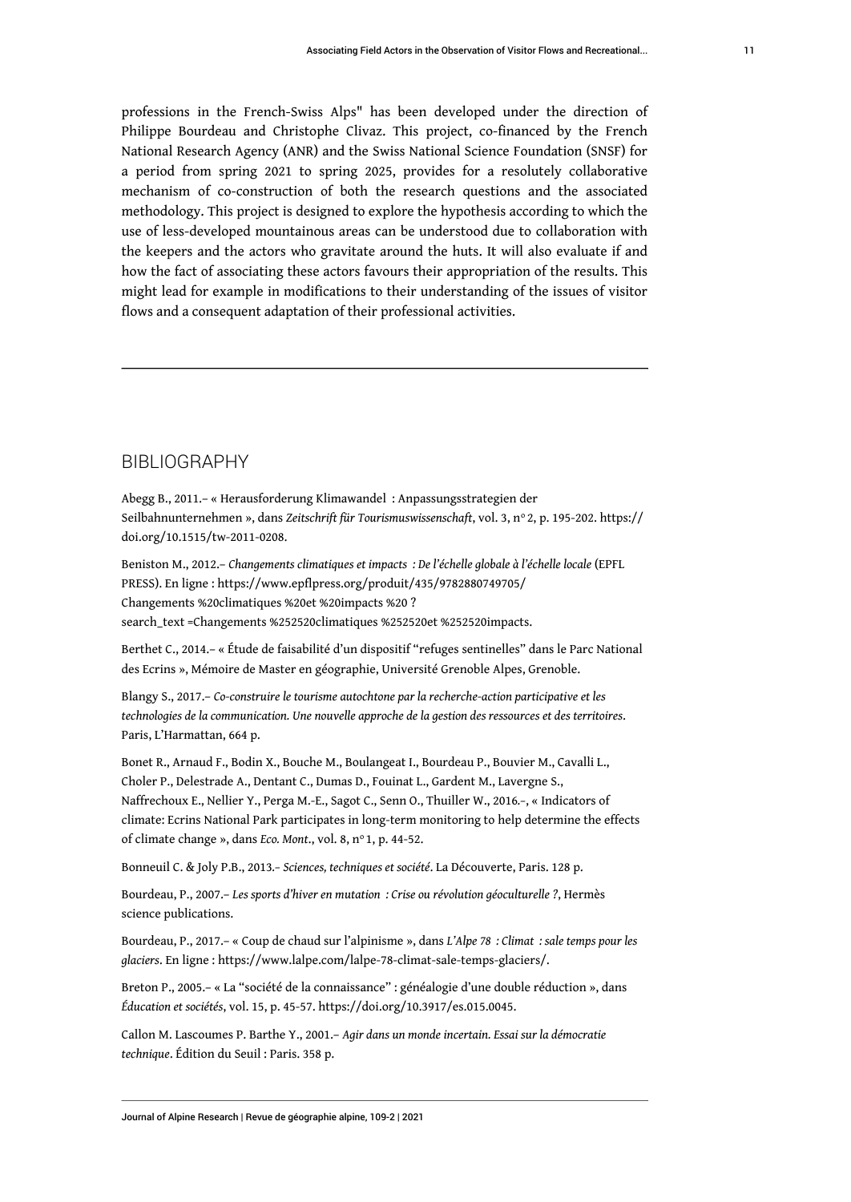professions in the French-Swiss Alps" has been developed under the direction of Philippe Bourdeau and Christophe Clivaz. This project, co-financed by the French National Research Agency (ANR) and the Swiss National Science Foundation (SNSF) for a period from spring 2021 to spring 2025, provides for a resolutely collaborative mechanism of co-construction of both the research questions and the associated methodology. This project is designed to explore the hypothesis according to which the use of less-developed mountainous areas can be understood due to collaboration with the keepers and the actors who gravitate around the huts. It will also evaluate if and how the fact of associating these actors favours their appropriation of the results. This might lead for example in modifications to their understanding of the issues of visitor flows and a consequent adaptation of their professional activities.

---

## BIBLIOGRAPHY

Abegg B., 2011.– « Herausforderung Klimawandel : Anpassungsstrategien der Seilbahnunternehmen », dans *Zeitschrift für Tourismuswissenschaft*, vol. 3, n° 2, p. 195-202. https://doi.org/10.1515/tw-2011-0208.

Beniston M., 2012.– *Changements climatiques et impacts : De l'échelle globale à l'échelle locale* (EPFL PRESS). En ligne : https://www.epflpress.org/produit/435/9782880749705/Changements %20climatiques %20et %20impacts %20 ?search_text =Changements %252520climatiques %252520et %252520impacts.

Berthet C., 2014.– « Étude de faisabilité d'un dispositif "refuges sentinelles" dans le Parc National des Ecrins », Mémoire de Master en géographie, Université Grenoble Alpes, Grenoble.

Blangy S., 2017.– *Co-construire le tourisme autochtone par la recherche-action participative et les technologies de la communication. Une nouvelle approche de la gestion des ressources et des territoires*. Paris, L'Harmattan, 664 p.

Bonet R., Arnaud F., Bodin X., Bouche M., Boulangeat I., Bourdeau P., Bouvier M., Cavalli L., Choler P., Delestrade A., Dentant C., Dumas D., Fouinat L., Gardent M., Lavergne S., Naffrechoux E., Nellier Y., Perga M.-E., Sagot C., Senn O., Thuiller W., 2016.–, « Indicators of climate: Ecrins National Park participates in long-term monitoring to help determine the effects of climate change », dans *Eco. Mont*., vol. 8, n° 1, p. 44-52.

Bonneuil C. & Joly P.B., 2013.– *Sciences, techniques et société*. La Découverte, Paris. 128 p.

Bourdeau, P., 2007.– *Les sports d'hiver en mutation : Crise ou révolution géoculturelle ?*, Hermès science publications.

Bourdeau, P., 2017.– « Coup de chaud sur l'alpinisme », dans *L'Alpe 78 : Climat : sale temps pour les glaciers*. En ligne : https://www.lalpe.com/lalpe-78-climat-sale-temps-glaciers/.

Breton P., 2005.– « La "société de la connaissance" : généalogie d'une double réduction », dans *Éducation et sociétés*, vol. 15, p. 45-57. https://doi.org/10.3917/es.015.0045.

Callon M. Lascoumes P. Barthe Y., 2001.– *Agir dans un monde incertain. Essai sur la démocratie technique*. Édition du Seuil : Paris. 358 p.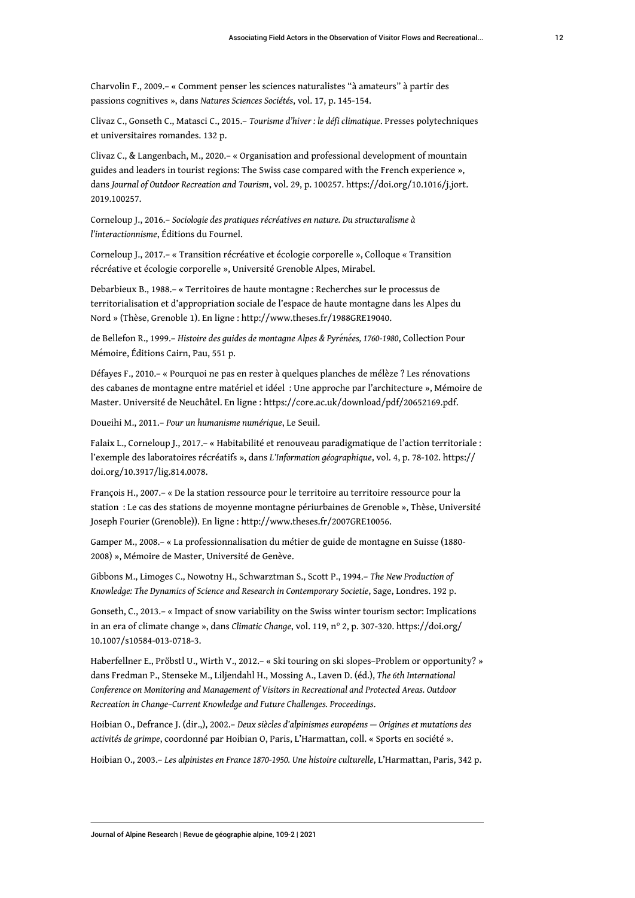Charvolin F., 2009.– « Comment penser les sciences naturalistes "à amateurs" à partir des passions cognitives », dans *Natures Sciences Sociétés*, vol. 17, p. 145-154.

Clivaz C., Gonseth C., Matasci C., 2015.– *Tourisme d'hiver : le défi climatique*. Presses polytechniques et universitaires romandes. 132 p.

Clivaz C., & Langenbach, M., 2020.– « Organisation and professional development of mountain guides and leaders in tourist regions: The Swiss case compared with the French experience », dans *Journal of Outdoor Recreation and Tourism*, vol. 29, p. 100257. https://doi.org/10.1016/j.jort.2019.100257.

Corneloup J., 2016.– *Sociologie des pratiques récréatives en nature. Du structuralisme à l'interactionnisme*, Éditions du Fournel.

Corneloup J., 2017.– « Transition récréative et écologie corporelle », Colloque « Transition récréative et écologie corporelle », Université Grenoble Alpes, Mirabel.

Debarbieux B., 1988.– « Territoires de haute montagne : Recherches sur le processus de territorialisation et d'appropriation sociale de l'espace de haute montagne dans les Alpes du Nord » (Thèse, Grenoble 1). En ligne : http://www.theses.fr/1988GRE19040.

de Bellefon R., 1999.– *Histoire des guides de montagne Alpes & Pyrénées, 1760-1980*, Collection Pour Mémoire, Éditions Cairn, Pau, 551 p.

Défayes F., 2010.– « Pourquoi ne pas en rester à quelques planches de mélèze ? Les rénovations des cabanes de montagne entre matériel et idéel : Une approche par l'architecture », Mémoire de Master. Université de Neuchâtel. En ligne : https://core.ac.uk/download/pdf/20652169.pdf.

Doueihi M., 2011.– *Pour un humanisme numérique*, Le Seuil.

Falaix L., Corneloup J., 2017.– « Habitabilité et renouveau paradigmatique de l'action territoriale : l'exemple des laboratoires récréatifs », dans *L'Information géographique*, vol. 4, p. 78-102. https://doi.org/10.3917/lig.814.0078.

François H., 2007.– « De la station ressource pour le territoire au territoire ressource pour la station : Le cas des stations de moyenne montagne périurbaines de Grenoble », Thèse, Université Joseph Fourier (Grenoble)). En ligne : http://www.theses.fr/2007GRE10056.

Gamper M., 2008.– « La professionnalisation du métier de guide de montagne en Suisse (1880-2008) », Mémoire de Master, Université de Genève.

Gibbons M., Limoges C., Nowotny H., Schwartzman S., Scott P., 1994.– *The New Production of Knowledge: The Dynamics of Science and Research in Contemporary Societie*, Sage, Londres. 192 p.

Gonseth, C., 2013.– « Impact of snow variability on the Swiss winter tourism sector: Implications in an era of climate change », dans *Climatic Change*, vol. 119, n° 2, p. 307-320. https://doi.org/10.1007/s10584-013-0718-3.

Haberfellner E., Pröbstl U., Wirth V., 2012.– « Ski touring on ski slopes–Problem or opportunity? » dans Fredman P., Stenseke M., Liljendahl H., Mossing A., Laven D. (éd.), *The 6th International Conference on Monitoring and Management of Visitors in Recreational and Protected Areas. Outdoor Recreation in Change–Current Knowledge and Future Challenges. Proceedings*.

Hoibian O., Defrance J. (dir.,), 2002.– *Deux siècles d'alpinismes européens — Origines et mutations des activités de grimpe*, coordonné par Hoibian O, Paris, L'Harmattan, coll. « Sports en société ».

Hoibian O., 2003.– *Les alpinistes en France 1870-1950. Une histoire culturelle*, L'Harmattan, Paris, 342 p.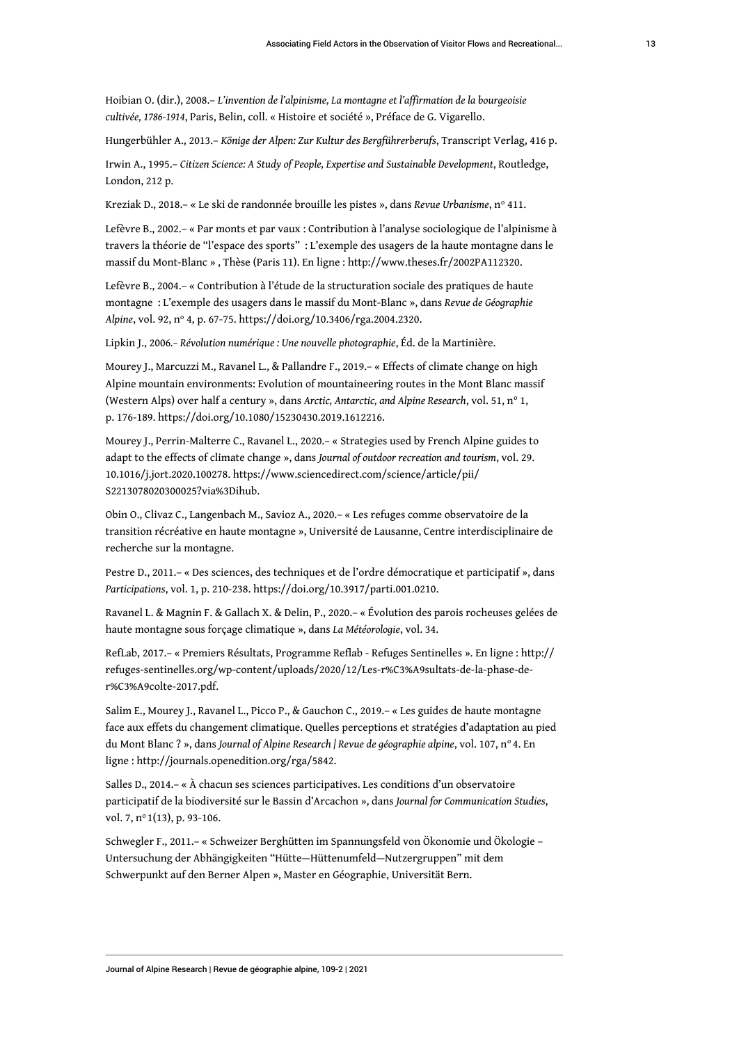Hoibian O. (dir.), 2008.– *L'invention de l'alpinisme, La montagne et l'affirmation de la bourgeoisie cultivée, 1786-1914*, Paris, Belin, coll. « Histoire et société », Préface de G. Vigarello.

Hungerbühler A., 2013.– *Könige der Alpen: Zur Kultur des Bergführerberufs*, Transcript Verlag, 416 p.

Irwin A., 1995.– *Citizen Science: A Study of People, Expertise and Sustainable Development*, Routledge, London, 212 p.

Kreziak D., 2018.– « Le ski de randonnée brouille les pistes », dans *Revue Urbanisme*, n° 411.

Lefèvre B., 2002.– « Par monts et par vaux : Contribution à l'analyse sociologique de l'alpinisme à travers la théorie de "l'espace des sports" : L'exemple des usagers de la haute montagne dans le massif du Mont-Blanc » , Thèse (Paris 11). En ligne : http://www.theses.fr/2002PA112320.

Lefèvre B., 2004.– « Contribution à l'étude de la structuration sociale des pratiques de haute montagne : L'exemple des usagers dans le massif du Mont-Blanc », dans *Revue de Géographie Alpine*, vol. 92, n° 4, p. 67-75. https://doi.org/10.3406/rga.2004.2320.

Lipkin J., 2006.– *Révolution numérique : Une nouvelle photographie*, Éd. de la Martinière.

Mourey J., Marcuzzi M., Ravanel L., & Pallandre F., 2019.– « Effects of climate change on high Alpine mountain environments: Evolution of mountaineering routes in the Mont Blanc massif (Western Alps) over half a century », dans *Arctic, Antarctic, and Alpine Research*, vol. 51, n° 1, p. 176-189. https://doi.org/10.1080/15230430.2019.1612216.

Mourey J., Perrin-Malterre C., Ravanel L., 2020.– « Strategies used by French Alpine guides to adapt to the effects of climate change », dans *Journal of outdoor recreation and tourism*, vol. 29. 10.1016/j.jort.2020.100278. https://www.sciencedirect.com/science/article/pii/S2213078020300025?via%3Dihub.

Obin O., Clivaz C., Langenbach M., Savioz A., 2020.– « Les refuges comme observatoire de la transition récréative en haute montagne », Université de Lausanne, Centre interdisciplinaire de recherche sur la montagne.

Pestre D., 2011.– « Des sciences, des techniques et de l'ordre démocratique et participatif », dans *Participations*, vol. 1, p. 210-238. https://doi.org/10.3917/parti.001.0210.

Ravanel L. & Magnin F. & Gallach X. & Delin, P., 2020.– « Évolution des parois rocheuses gelées de haute montagne sous forçage climatique », dans *La Météorologie*, vol. 34.

RefLab, 2017.– « Premiers Résultats, Programme Reflab - Refuges Sentinelles ». En ligne : http://refuges-sentinelles.org/wp-content/uploads/2020/12/Les-r%C3%A9sultats-de-la-phase-de-r%C3%A9colte-2017.pdf.

Salim E., Mourey J., Ravanel L., Picco P., & Gauchon C., 2019.– « Les guides de haute montagne face aux effets du changement climatique. Quelles perceptions et stratégies d'adaptation au pied du Mont Blanc ? », dans *Journal of Alpine Research | Revue de géographie alpine*, vol. 107, n° 4. En ligne : http://journals.openedition.org/rga/5842.

Salles D., 2014.– « À chacun ses sciences participatives. Les conditions d'un observatoire participatif de la biodiversité sur le Bassin d'Arcachon », dans *Journal for Communication Studies*, vol. 7, n° 1(13), p. 93-106.

Schwegler F., 2011.– « Schweizer Berghütten im Spannungsfeld von Ökonomie und Ökologie – Untersuchung der Abhängigkeiten "Hütte—Hüttenumfeld—Nutzergruppen" mit dem Schwerpunkt auf den Berner Alpen », Master en Géographie, Universität Bern.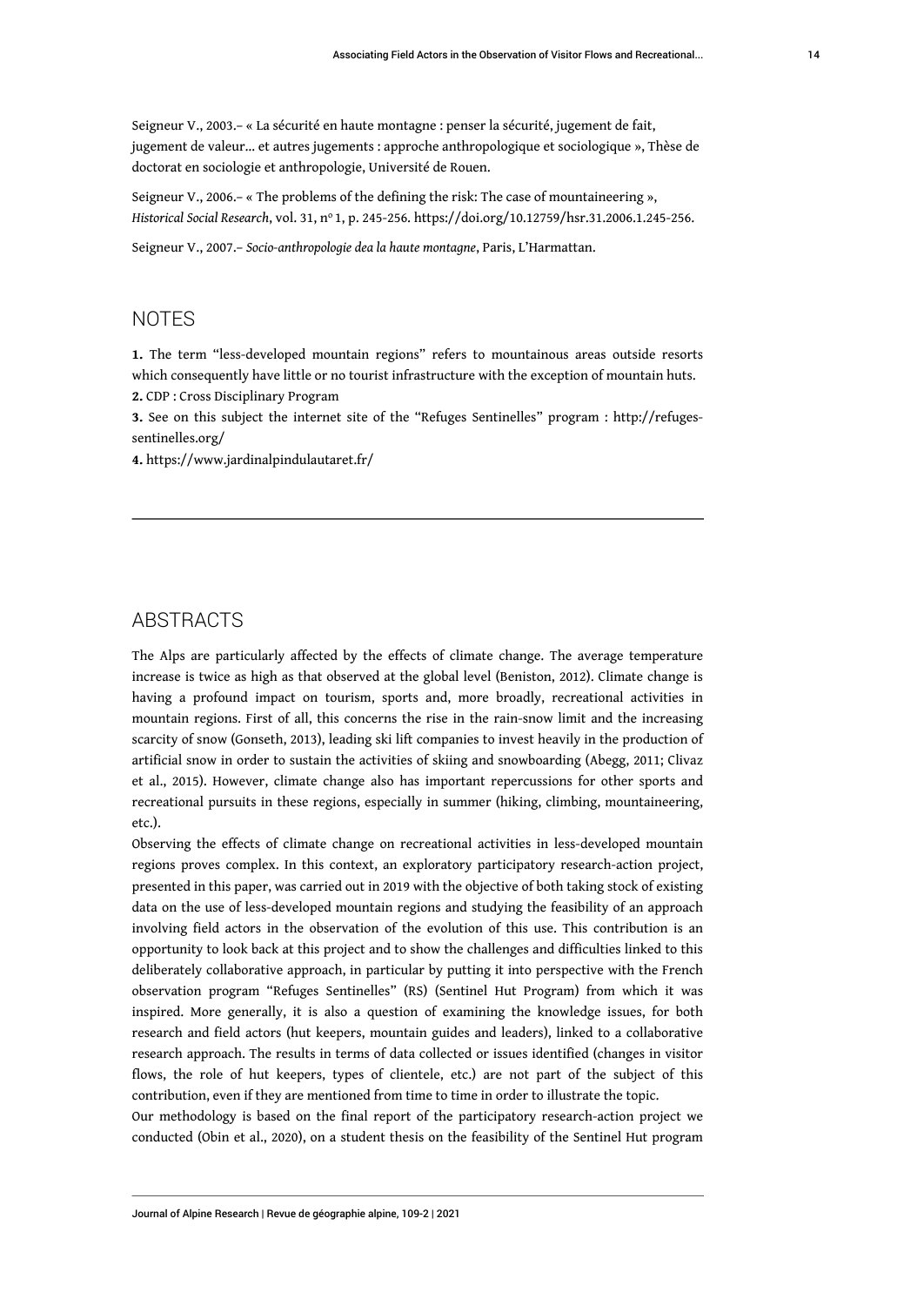Seigneur V., 2003.– « La sécurité en haute montagne : penser la sécurité, jugement de fait, jugement de valeur… et autres jugements : approche anthropologique et sociologique », Thèse de doctorat en sociologie et anthropologie, Université de Rouen.

Seigneur V., 2006.– « The problems of the defining the risk: The case of mountaineering », *Historical Social Research*, vol. 31, n° 1, p. 245-256. https://doi.org/10.12759/hsr.31.2006.1.245-256.

Seigneur V., 2007.– *Socio-anthropologie dea la haute montagne*, Paris, L'Harmattan.

## NOTES

**1.** The term "less-developed mountain regions" refers to mountainous areas outside resorts which consequently have little or no tourist infrastructure with the exception of mountain huts.

**2.** CDP : Cross Disciplinary Program

**3.** See on this subject the internet site of the "Refuges Sentinelles" program : http://refuges-sentinelles.org/

**4.** https://www.jardinalpindulautaret.fr/

## ABSTRACTS

The Alps are particularly affected by the effects of climate change. The average temperature increase is twice as high as that observed at the global level (Beniston, 2012). Climate change is having a profound impact on tourism, sports and, more broadly, recreational activities in mountain regions. First of all, this concerns the rise in the rain-snow limit and the increasing scarcity of snow (Gonseth, 2013), leading ski lift companies to invest heavily in the production of artificial snow in order to sustain the activities of skiing and snowboarding (Abegg, 2011; Clivaz et al., 2015). However, climate change also has important repercussions for other sports and recreational pursuits in these regions, especially in summer (hiking, climbing, mountaineering, etc.).

Observing the effects of climate change on recreational activities in less-developed mountain regions proves complex. In this context, an exploratory participatory research-action project, presented in this paper, was carried out in 2019 with the objective of both taking stock of existing data on the use of less-developed mountain regions and studying the feasibility of an approach involving field actors in the observation of the evolution of this use. This contribution is an opportunity to look back at this project and to show the challenges and difficulties linked to this deliberately collaborative approach, in particular by putting it into perspective with the French observation program "Refuges Sentinelles" (RS) (Sentinel Hut Program) from which it was inspired. More generally, it is also a question of examining the knowledge issues, for both research and field actors (hut keepers, mountain guides and leaders), linked to a collaborative research approach. The results in terms of data collected or issues identified (changes in visitor flows, the role of hut keepers, types of clientele, etc.) are not part of the subject of this contribution, even if they are mentioned from time to time in order to illustrate the topic.

Our methodology is based on the final report of the participatory research-action project we conducted (Obin et al., 2020), on a student thesis on the feasibility of the Sentinel Hut program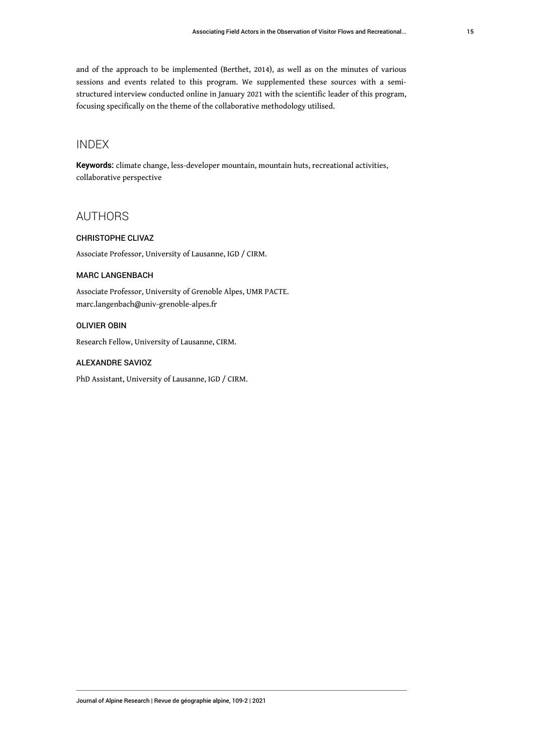and of the approach to be implemented (Berthet, 2014), as well as on the minutes of various sessions and events related to this program. We supplemented these sources with a semi-structured interview conducted online in January 2021 with the scientific leader of this program, focusing specifically on the theme of the collaborative methodology utilised.

## INDEX

**Keywords:** climate change, less-developer mountain, mountain huts, recreational activities, collaborative perspective

## AUTHORS

### CHRISTOPHE CLIVAZ

Associate Professor, University of Lausanne, IGD / CIRM.

### MARC LANGENBACH

Associate Professor, University of Grenoble Alpes, UMR PACTE.
marc.langenbach@univ-grenoble-alpes.fr

### OLIVIER OBIN

Research Fellow, University of Lausanne, CIRM.

### ALEXANDRE SAVIOZ

PhD Assistant, University of Lausanne, IGD / CIRM.